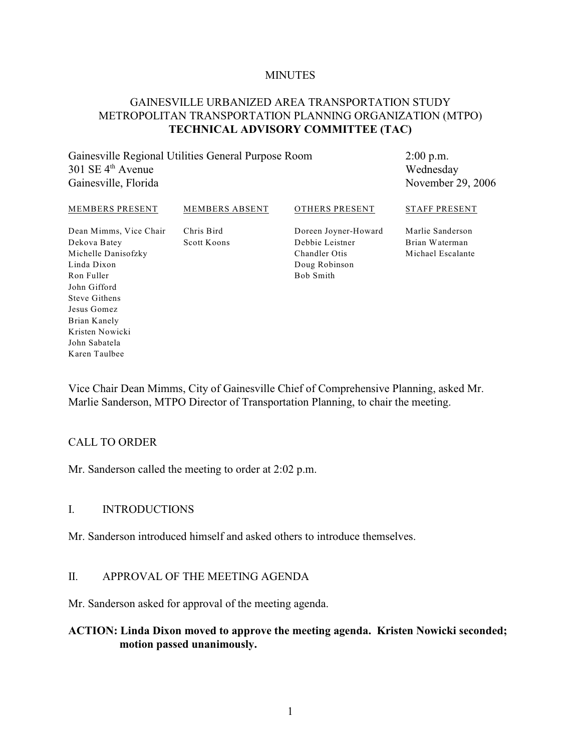MINUTES

# GAINESVILLE URBANIZED AREA TRANSPORTATION STUDY
# METROPOLITAN TRANSPORTATION PLANNING ORGANIZATION (MTPO)
# **TECHNICAL ADVISORY COMMITTEE (TAC)**

Gainesville Regional Utilities General Purpose Room
301 SE 4th Avenue
Gainesville, Florida

2:00 p.m.
Wednesday
November 29, 2006

| MEMBERS PRESENT | MEMBERS ABSENT | OTHERS PRESENT | STAFF PRESENT |
| --- | --- | --- | --- |
| Dean Mimms, Vice Chair | Chris Bird | Doreen Joyner-Howard | Marlie Sanderson |
| Dekova Batey | Scott Koons | Debbie Leistner | Brian Waterman |
| Michelle Danisofzky | | Chandler Otis | Michael Escalante |
| Linda Dixon | | Doug Robinson | |
| Ron Fuller | | Bob Smith | |
| John Gifford | | | |
| Steve Githens | | | |
| Jesus Gomez | | | |
| Brian Kanely | | | |
| Kristen Nowicki | | | |
| John Sabatela | | | |
| Karen Taulbee | | | |

Vice Chair Dean Mimms, City of Gainesville Chief of Comprehensive Planning, asked Mr. Marlie Sanderson, MTPO Director of Transportation Planning, to chair the meeting.

## CALL TO ORDER

Mr. Sanderson called the meeting to order at 2:02 p.m.

## I. INTRODUCTIONS

Mr. Sanderson introduced himself and asked others to introduce themselves.

## II. APPROVAL OF THE MEETING AGENDA

Mr. Sanderson asked for approval of the meeting agenda.

**ACTION: Linda Dixon moved to approve the meeting agenda. Kristen Nowicki seconded; motion passed unanimously.**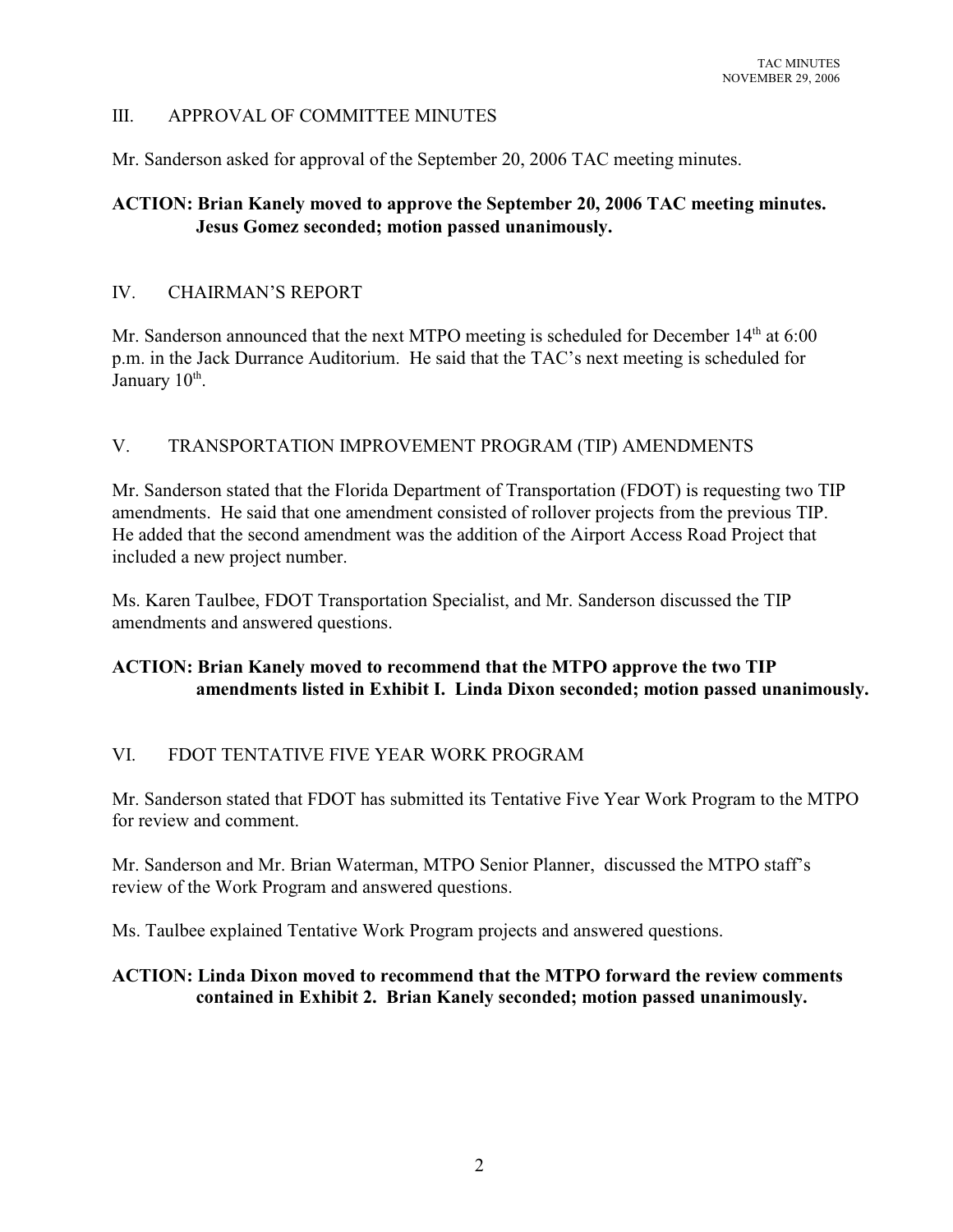## III. APPROVAL OF COMMITTEE MINUTES

Mr. Sanderson asked for approval of the September 20, 2006 TAC meeting minutes.

**ACTION: Brian Kanely moved to approve the September 20, 2006 TAC meeting minutes. Jesus Gomez seconded; motion passed unanimously.**

## IV. CHAIRMAN'S REPORT

Mr. Sanderson announced that the next MTPO meeting is scheduled for December 14th at 6:00 p.m. in the Jack Durrance Auditorium. He said that the TAC's next meeting is scheduled for January 10th.

## V. TRANSPORTATION IMPROVEMENT PROGRAM (TIP) AMENDMENTS

Mr. Sanderson stated that the Florida Department of Transportation (FDOT) is requesting two TIP amendments. He said that one amendment consisted of rollover projects from the previous TIP. He added that the second amendment was the addition of the Airport Access Road Project that included a new project number.

Ms. Karen Taulbee, FDOT Transportation Specialist, and Mr. Sanderson discussed the TIP amendments and answered questions.

**ACTION: Brian Kanely moved to recommend that the MTPO approve the two TIP amendments listed in Exhibit I. Linda Dixon seconded; motion passed unanimously.**

## VI. FDOT TENTATIVE FIVE YEAR WORK PROGRAM

Mr. Sanderson stated that FDOT has submitted its Tentative Five Year Work Program to the MTPO for review and comment.

Mr. Sanderson and Mr. Brian Waterman, MTPO Senior Planner, discussed the MTPO staff's review of the Work Program and answered questions.

Ms. Taulbee explained Tentative Work Program projects and answered questions.

**ACTION: Linda Dixon moved to recommend that the MTPO forward the review comments contained in Exhibit 2. Brian Kanely seconded; motion passed unanimously.**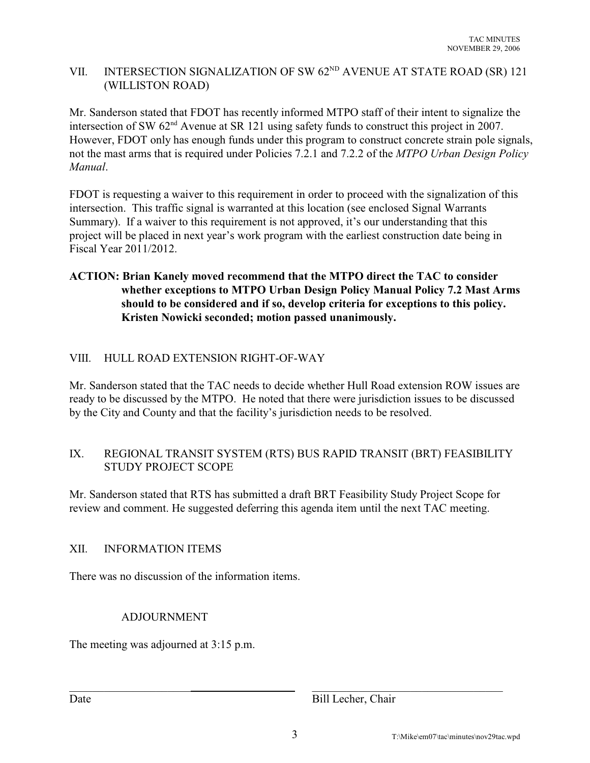## VII. INTERSECTION SIGNALIZATION OF SW 62ND AVENUE AT STATE ROAD (SR) 121 (WILLISTON ROAD)

Mr. Sanderson stated that FDOT has recently informed MTPO staff of their intent to signalize the intersection of SW 62nd Avenue at SR 121 using safety funds to construct this project in 2007. However, FDOT only has enough funds under this program to construct concrete strain pole signals, not the mast arms that is required under Policies 7.2.1 and 7.2.2 of the *MTPO Urban Design Policy Manual*.

FDOT is requesting a waiver to this requirement in order to proceed with the signalization of this intersection. This traffic signal is warranted at this location (see enclosed Signal Warrants Summary). If a waiver to this requirement is not approved, it's our understanding that this project will be placed in next year's work program with the earliest construction date being in Fiscal Year 2011/2012.

**ACTION: Brian Kanely moved recommend that the MTPO direct the TAC to consider whether exceptions to MTPO Urban Design Policy Manual Policy 7.2 Mast Arms should to be considered and if so, develop criteria for exceptions to this policy. Kristen Nowicki seconded; motion passed unanimously.**

## VIII. HULL ROAD EXTENSION RIGHT-OF-WAY

Mr. Sanderson stated that the TAC needs to decide whether Hull Road extension ROW issues are ready to be discussed by the MTPO. He noted that there were jurisdiction issues to be discussed by the City and County and that the facility's jurisdiction needs to be resolved.

## IX. REGIONAL TRANSIT SYSTEM (RTS) BUS RAPID TRANSIT (BRT) FEASIBILITY STUDY PROJECT SCOPE

Mr. Sanderson stated that RTS has submitted a draft BRT Feasibility Study Project Scope for review and comment. He suggested deferring this agenda item until the next TAC meeting.

## XII. INFORMATION ITEMS

There was no discussion of the information items.

## ADJOURNMENT

The meeting was adjourned at 3:15 p.m.

\_\_\_\_\_\_\_\_\_\_\_\_\_\_\_\_\_\_\_\_\_\_\_\_\_\_\_\_\_ \_\_\_\_\_\_\_\_\_\_\_\_\_\_\_\_\_\_\_\_\_\_\_\_\_\_\_\_\_

Date Bill Lecher, Chair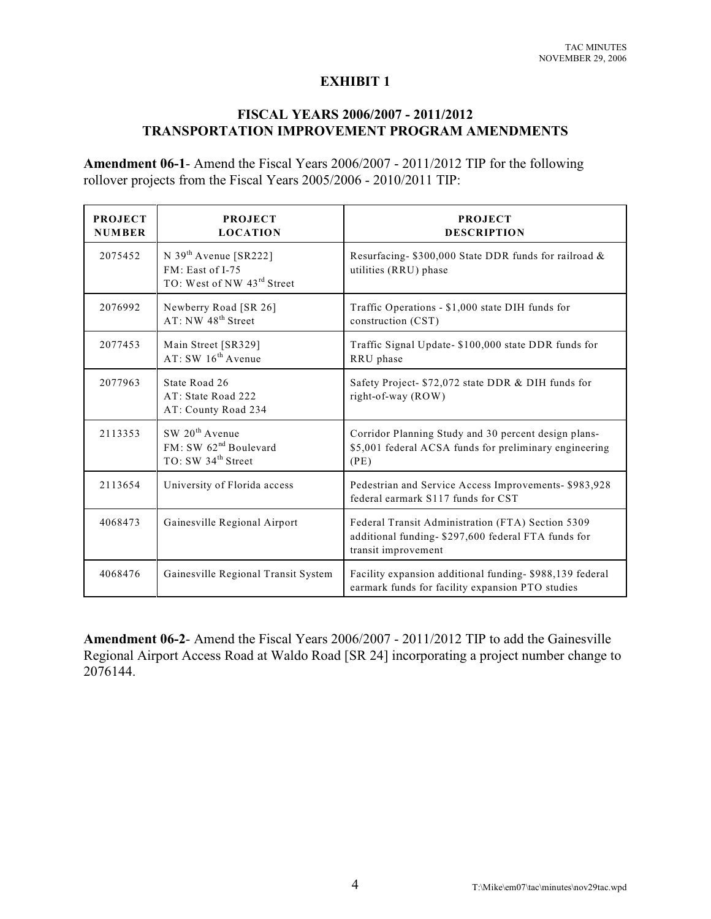## EXHIBIT 1

### FISCAL YEARS 2006/2007 - 2011/2012 TRANSPORTATION IMPROVEMENT PROGRAM AMENDMENTS

**Amendment 06-1**- Amend the Fiscal Years 2006/2007 - 2011/2012 TIP for the following rollover projects from the Fiscal Years 2005/2006 - 2010/2011 TIP:

| PROJECT NUMBER | PROJECT LOCATION | PROJECT DESCRIPTION |
|---|---|---|
| 2075452 | N 39th Avenue [SR222]<br>FM: East of I-75<br>TO: West of NW 43rd Street | Resurfacing- $300,000 State DDR funds for railroad & utilities (RRU) phase |
| 2076992 | Newberry Road [SR 26]<br>AT: NW 48th Street | Traffic Operations - $1,000 state DIH funds for construction (CST) |
| 2077453 | Main Street [SR329]<br>AT: SW 16th Avenue | Traffic Signal Update- $100,000 state DDR funds for RRU phase |
| 2077963 | State Road 26<br>AT: State Road 222<br>AT: County Road 234 | Safety Project- $72,072 state DDR & DIH funds for right-of-way (ROW) |
| 2113353 | SW 20th Avenue<br>FM: SW 62nd Boulevard<br>TO: SW 34th Street | Corridor Planning Study and 30 percent design plans- $5,001 federal ACSA funds for preliminary engineering (PE) |
| 2113654 | University of Florida access | Pedestrian and Service Access Improvements- $983,928 federal earmark S117 funds for CST |
| 4068473 | Gainesville Regional Airport | Federal Transit Administration (FTA) Section 5309 additional funding- $297,600 federal FTA funds for transit improvement |
| 4068476 | Gainesville Regional Transit System | Facility expansion additional funding- $988,139 federal earmark funds for facility expansion PTO studies |

**Amendment 06-2**- Amend the Fiscal Years 2006/2007 - 2011/2012 TIP to add the Gainesville Regional Airport Access Road at Waldo Road [SR 24] incorporating a project number change to 2076144.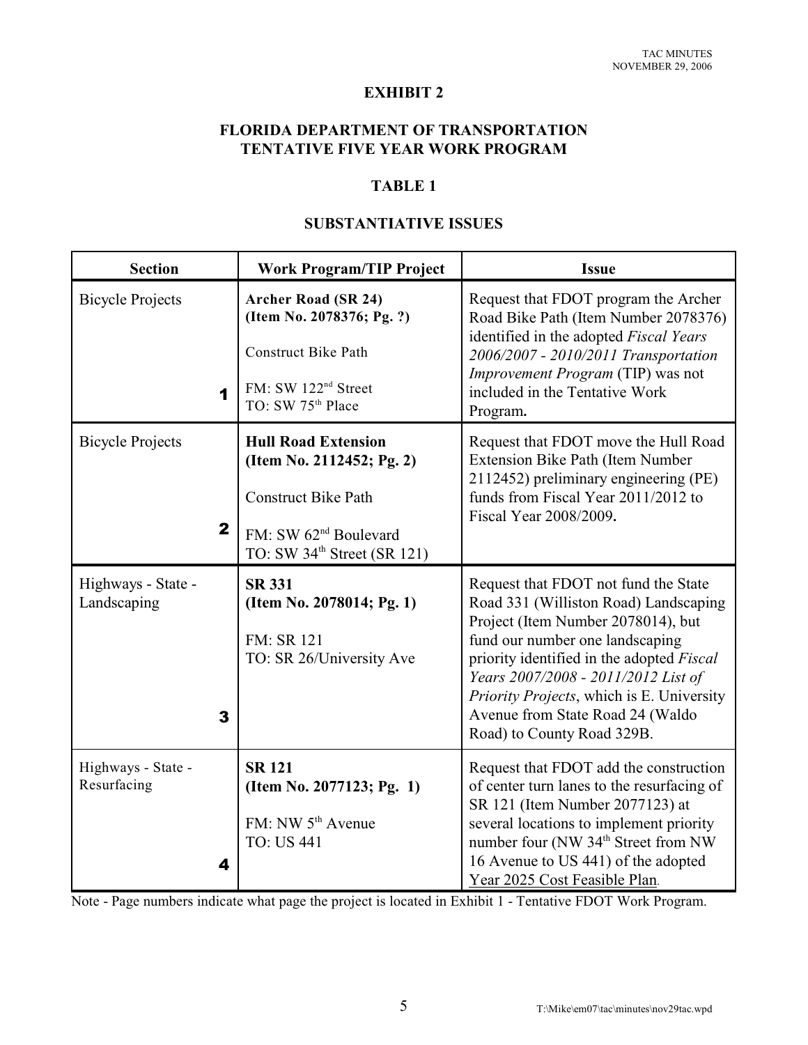**EXHIBIT 2**

**FLORIDA DEPARTMENT OF TRANSPORTATION**
**TENTATIVE FIVE YEAR WORK PROGRAM**

**TABLE 1**

**SUBSTANTIATIVE ISSUES**

| Section | Work Program/TIP Project | Issue |
|---|---|---|
| Bicycle Projects<br><br>**1** | **Archer Road (SR 24)**<br>**(Item No. 2078376; Pg. ?)**<br><br>Construct Bike Path<br><br>FM: SW 122nd Street<br>TO: SW 75th Place | Request that FDOT program the Archer Road Bike Path (Item Number 2078376) identified in the adopted *Fiscal Years 2006/2007 - 2010/2011 Transportation Improvement Program* (TIP) was not included in the Tentative Work Program**.** |
| Bicycle Projects<br><br>**2** | **Hull Road Extension**<br>**(Item No. 2112452; Pg. 2)**<br><br>Construct Bike Path<br><br>FM: SW 62nd Boulevard<br>TO: SW 34th Street (SR 121) | Request that FDOT move the Hull Road Extension Bike Path (Item Number 2112452) preliminary engineering (PE) funds from Fiscal Year 2011/2012 to Fiscal Year 2008/2009**.** |
| Highways - State - Landscaping<br><br>**3** | **SR 331**<br>**(Item No. 2078014; Pg. 1)**<br><br>FM: SR 121<br>TO: SR 26/University Ave | Request that FDOT not fund the State Road 331 (Williston Road) Landscaping Project (Item Number 2078014), but fund our number one landscaping priority identified in the adopted *Fiscal Years 2007/2008 - 2011/2012 List of Priority Projects*, which is E. University Avenue from State Road 24 (Waldo Road) to County Road 329B. |
| Highways - State - Resurfacing<br><br>**4** | **SR 121**<br>**(Item No. 2077123; Pg. 1)**<br><br>FM: NW 5th Avenue<br>TO: US 441 | Request that FDOT add the construction of center turn lanes to the resurfacing of SR 121 (Item Number 2077123) at several locations to implement priority number four (NW 34th Street from NW 16 Avenue to US 441) of the adopted Year 2025 Cost Feasible Plan. |

Note - Page numbers indicate what page the project is located in Exhibit 1 - Tentative FDOT Work Program.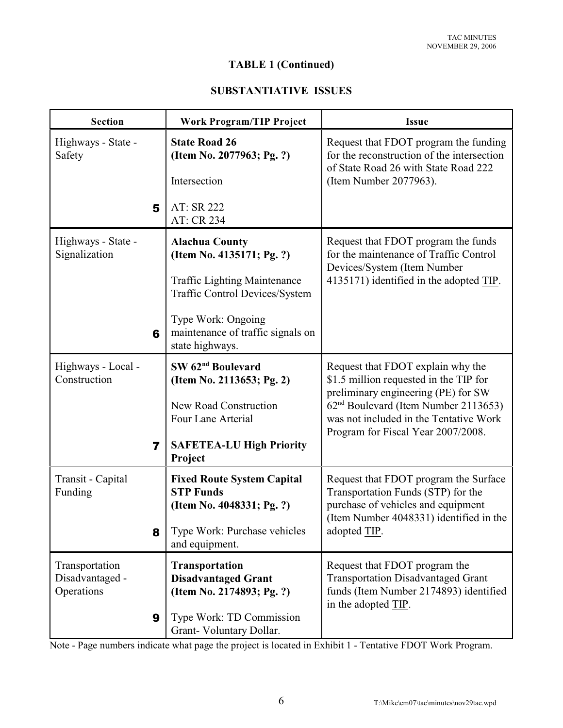## TABLE 1 (Continued)

## SUBSTANTIATIVE ISSUES

| Section | Work Program/TIP Project | Issue |
|---|---|---|
| Highways - State - Safety<br><br>**5** | **State Road 26**<br>**(Item No. 2077963; Pg. ?)**<br><br>Intersection<br><br>AT: SR 222<br>AT: CR 234 | Request that FDOT program the funding for the reconstruction of the intersection of State Road 26 with State Road 222 (Item Number 2077963). |
| Highways - State - Signalization<br><br>**6** | **Alachua County**<br>**(Item No. 4135171; Pg. ?)**<br><br>Traffic Lighting Maintenance<br>Traffic Control Devices/System<br><br>Type Work: Ongoing maintenance of traffic signals on state highways. | Request that FDOT program the funds for the maintenance of Traffic Control Devices/System (Item Number 4135171) identified in the adopted TIP. |
| Highways - Local - Construction<br><br>**7** | **SW 62nd Boulevard**<br>**(Item No. 2113653; Pg. 2)**<br><br>New Road Construction<br>Four Lane Arterial<br><br>**SAFETEA-LU High Priority Project** | Request that FDOT explain why the $1.5 million requested in the TIP for preliminary engineering (PE) for SW 62nd Boulevard (Item Number 2113653) was not included in the Tentative Work Program for Fiscal Year 2007/2008. |
| Transit - Capital Funding<br><br>**8** | **Fixed Route System Capital STP Funds**<br>**(Item No. 4048331; Pg. ?)**<br><br>Type Work: Purchase vehicles and equipment. | Request that FDOT program the Surface Transportation Funds (STP) for the purchase of vehicles and equipment (Item Number 4048331) identified in the adopted TIP. |
| Transportation Disadvantaged - Operations<br><br>**9** | **Transportation Disadvantaged Grant**<br>**(Item No. 2174893; Pg. ?)**<br><br>Type Work: TD Commission Grant- Voluntary Dollar. | Request that FDOT program the Transportation Disadvantaged Grant funds (Item Number 2174893) identified in the adopted TIP. |

Note - Page numbers indicate what page the project is located in Exhibit 1 - Tentative FDOT Work Program.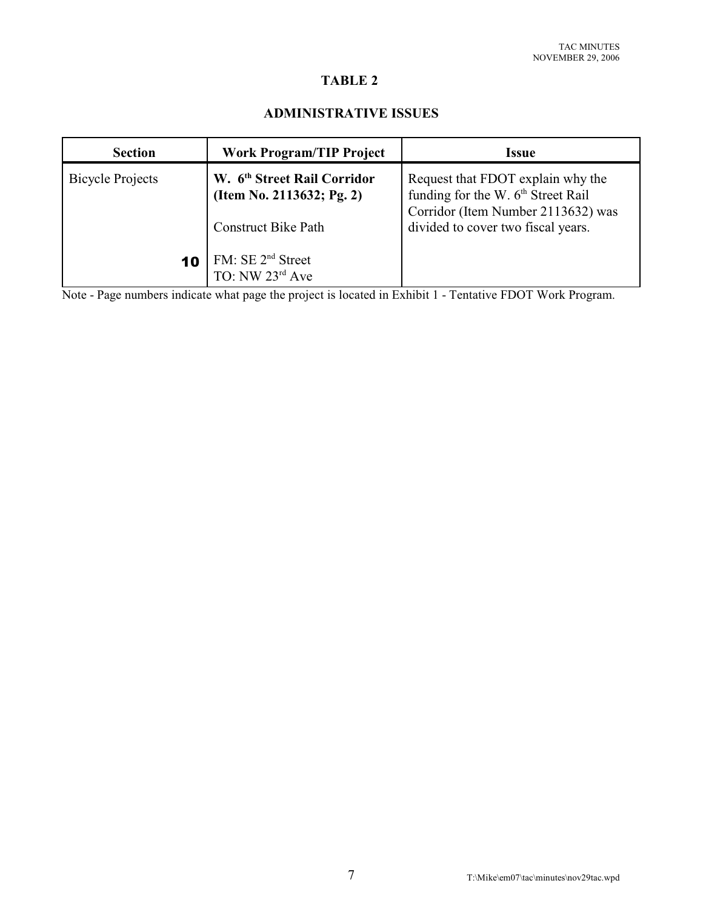## TABLE 2

## ADMINISTRATIVE ISSUES

| Section | Work Program/TIP Project | Issue |
| --- | --- | --- |
| Bicycle Projects<br><br><br>**10** | **W. 6th Street Rail Corridor (Item No. 2113632; Pg. 2)**<br><br>Construct Bike Path<br><br>FM: SE 2nd Street<br>TO: NW 23rd Ave | Request that FDOT explain why the funding for the W. 6th Street Rail Corridor (Item Number 2113632) was divided to cover two fiscal years. |

Note - Page numbers indicate what page the project is located in Exhibit 1 - Tentative FDOT Work Program.

T:\Mike\em07\tac\minutes\nov29tac.wpd